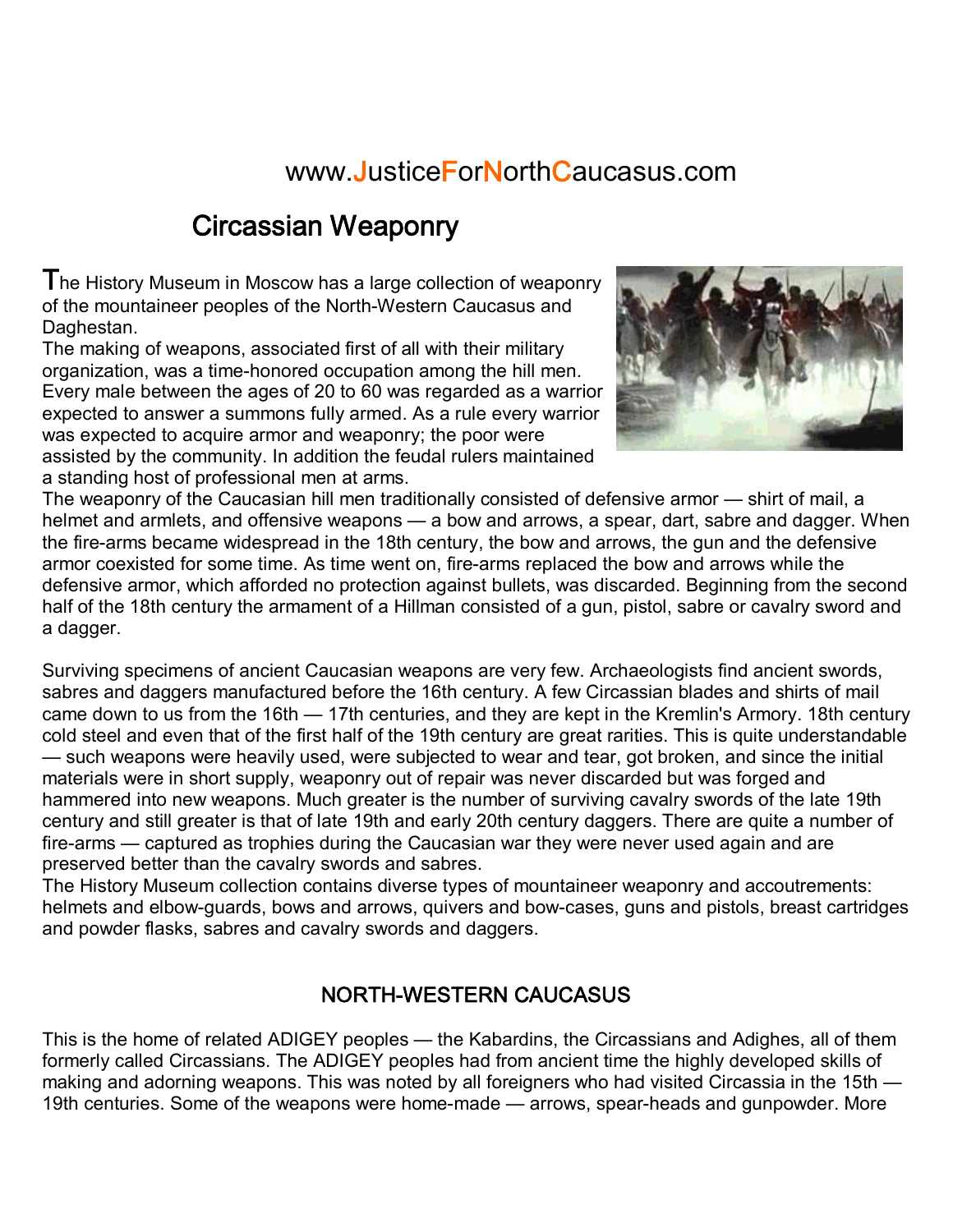www.JusticeForNorthCaucasus.com

# Circassian Weaponry

The History Museum in Moscow has a large collection of weaponry of the mountaineer peoples of the North-Western Caucasus and Daghestan.

The making of weapons, associated first of all with their military organization, was a time-honored occupation among the hill men. Every male between the ages of 20 to 60 was regarded as a warrior expected to answer a summons fully armed. As a rule every warrior was expected to acquire armor and weaponry; the poor were assisted by the community. In addition the feudal rulers maintained a standing host of professional men at arms.

The weaponry of the Caucasian hill men traditionally consisted of defensive armor — shirt of mail, a helmet and armlets, and offensive weapons — a bow and arrows, a spear, dart, sabre and dagger. When the fire-arms became widespread in the 18th century, the bow and arrows, the gun and the defensive armor coexisted for some time. As time went on, fire-arms replaced the bow and arrows while the defensive armor, which afforded no protection against bullets, was discarded. Beginning from the second half of the 18th century the armament of a Hillman consisted of a gun, pistol, sabre or cavalry sword and a dagger.

Surviving specimens of ancient Caucasian weapons are very few. Archaeologists find ancient swords, sabres and daggers manufactured before the 16th century. A few Circassian blades and shirts of mail came down to us from the 16th — 17th centuries, and they are kept in the Kremlin's Armory. 18th century cold steel and even that of the first half of the 19th century are great rarities. This is quite understandable — such weapons were heavily used, were subjected to wear and tear, got broken, and since the initial materials were in short supply, weaponry out of repair was never discarded but was forged and hammered into new weapons. Much greater is the number of surviving cavalry swords of the late 19th century and still greater is that of late 19th and early 20th century daggers. There are quite a number of fire-arms — captured as trophies during the Caucasian war they were never used again and are preserved better than the cavalry swords and sabres.

The History Museum collection contains diverse types of mountaineer weaponry and accoutrements: helmets and elbow-guards, bows and arrows, quivers and bow-cases, guns and pistols, breast cartridges and powder flasks, sabres and cavalry swords and daggers.

## NORTH-WESTERN CAUCASUS

This is the home of related ADIGEY peoples — the Kabardins, the Circassians and Adighes, all of them formerly called Circassians. The ADIGEY peoples had from ancient time the highly developed skills of making and adorning weapons. This was noted by all foreigners who had visited Circassia in the 15th — 19th centuries. Some of the weapons were home-made — arrows, spear-heads and gunpowder. More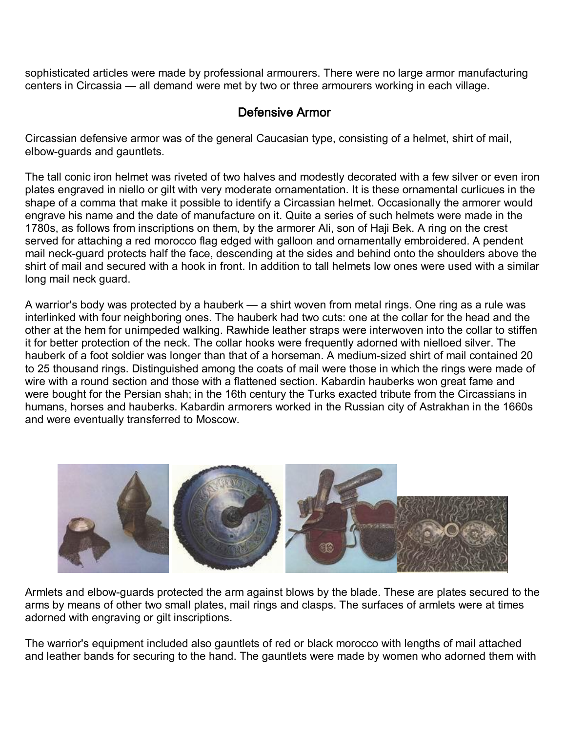sophisticated articles were made by professional armourers. There were no large armor manufacturing centers in Circassia — all demand were met by two or three armourers working in each village.

## Defensive Armor

Circassian defensive armor was of the general Caucasian type, consisting of a helmet, shirt of mail, elbow-guards and gauntlets.

The tall conic iron helmet was riveted of two halves and modestly decorated with a few silver or even iron plates engraved in niello or gilt with very moderate ornamentation. It is these ornamental curlicues in the shape of a comma that make it possible to identify a Circassian helmet. Occasionally the armorer would engrave his name and the date of manufacture on it. Quite a series of such helmets were made in the 1780s, as follows from inscriptions on them, by the armorer Ali, son of Haji Bek. A ring on the crest served for attaching a red morocco flag edged with galloon and ornamentally embroidered. A pendent mail neck-guard protects half the face, descending at the sides and behind onto the shoulders above the shirt of mail and secured with a hook in front. In addition to tall helmets low ones were used with a similar long mail neck guard.

A warrior's body was protected by a hauberk — a shirt woven from metal rings. One ring as a rule was interlinked with four neighboring ones. The hauberk had two cuts: one at the collar for the head and the other at the hem for unimpeded walking. Rawhide leather straps were interwoven into the collar to stiffen it for better protection of the neck. The collar hooks were frequently adorned with nielloed silver. The hauberk of a foot soldier was longer than that of a horseman. A medium-sized shirt of mail contained 20 to 25 thousand rings. Distinguished among the coats of mail were those in which the rings were made of wire with a round section and those with a flattened section. Kabardin hauberks won great fame and were bought for the Persian shah; in the 16th century the Turks exacted tribute from the Circassians in humans, horses and hauberks. Kabardin armorers worked in the Russian city of Astrakhan in the 1660s and were eventually transferred to Moscow.

Armlets and elbow-guards protected the arm against blows by the blade. These are plates secured to the arms by means of other two small plates, mail rings and clasps. The surfaces of armlets were at times adorned with engraving or gilt inscriptions.

The warrior's equipment included also gauntlets of red or black morocco with lengths of mail attached and leather bands for securing to the hand. The gauntlets were made by women who adorned them with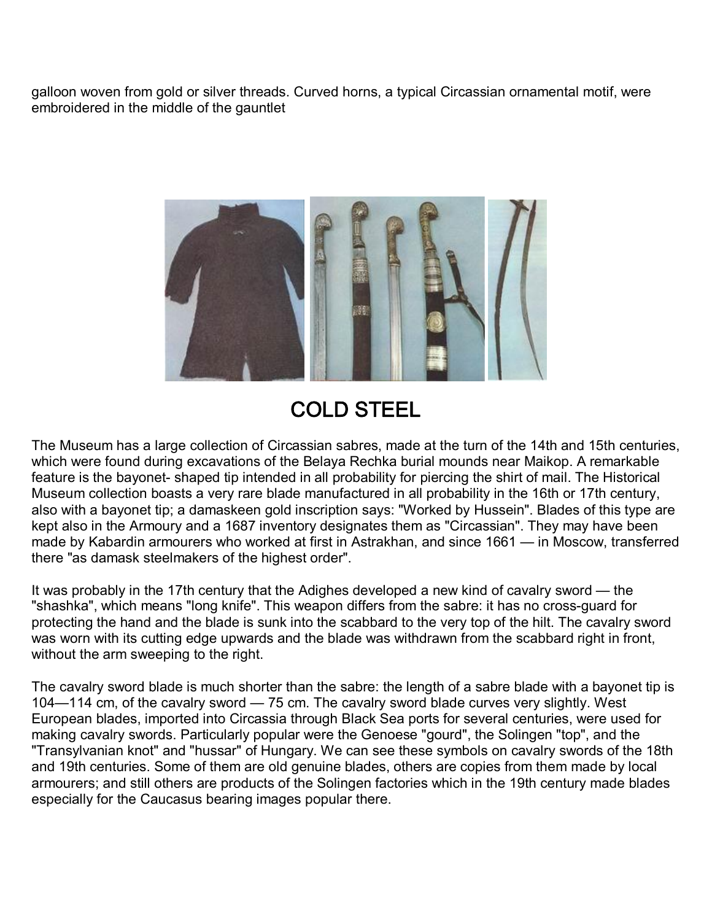galloon woven from gold or silver threads. Curved horns, a typical Circassian ornamental motif, were embroidered in the middle of the gauntlet

## COLD STEEL

The Museum has a large collection of Circassian sabres, made at the turn of the 14th and 15th centuries, which were found during excavations of the Belaya Rechka burial mounds near Maikop. A remarkable feature is the bayonet- shaped tip intended in all probability for piercing the shirt of mail. The Historical Museum collection boasts a very rare blade manufactured in all probability in the 16th or 17th century, also with a bayonet tip; a damaskeen gold inscription says: "Worked by Hussein". Blades of this type are kept also in the Armoury and a 1687 inventory designates them as "Circassian". They may have been made by Kabardin armourers who worked at first in Astrakhan, and since 1661 — in Moscow, transferred there "as damask steelmakers of the highest order".

It was probably in the 17th century that the Adighes developed a new kind of cavalry sword — the "shashka", which means "long knife". This weapon differs from the sabre: it has no cross-guard for protecting the hand and the blade is sunk into the scabbard to the very top of the hilt. The cavalry sword was worn with its cutting edge upwards and the blade was withdrawn from the scabbard right in front, without the arm sweeping to the right.

The cavalry sword blade is much shorter than the sabre: the length of a sabre blade with a bayonet tip is 104—114 cm, of the cavalry sword — 75 cm. The cavalry sword blade curves very slightly. West European blades, imported into Circassia through Black Sea ports for several centuries, were used for making cavalry swords. Particularly popular were the Genoese "gourd", the Solingen "top", and the "Transylvanian knot" and "hussar" of Hungary. We can see these symbols on cavalry swords of the 18th and 19th centuries. Some of them are old genuine blades, others are copies from them made by local armourers; and still others are products of the Solingen factories which in the 19th century made blades especially for the Caucasus bearing images popular there.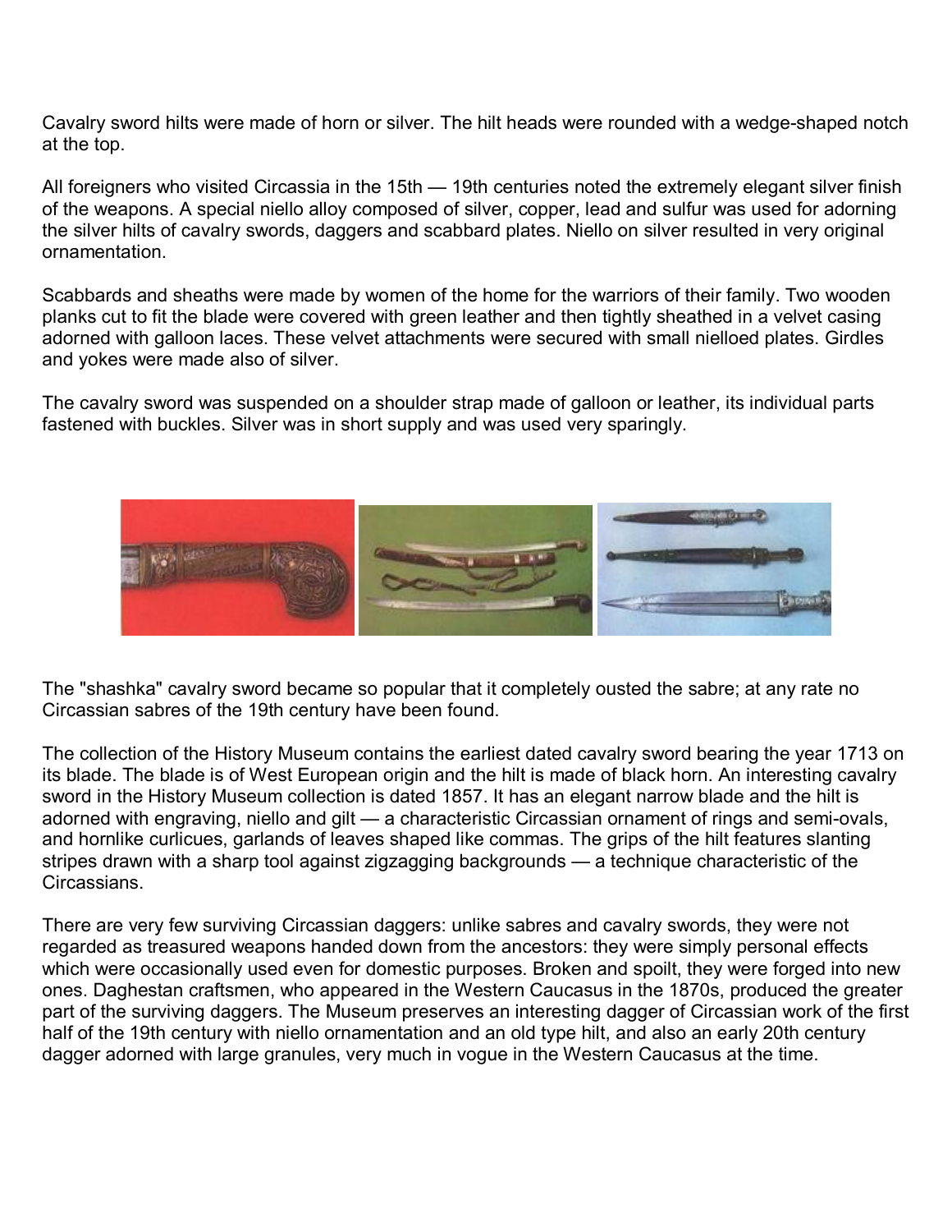Cavalry sword hilts were made of horn or silver. The hilt heads were rounded with a wedge-shaped notch at the top.

All foreigners who visited Circassia in the 15th — 19th centuries noted the extremely elegant silver finish of the weapons. A special niello alloy composed of silver, copper, lead and sulfur was used for adorning the silver hilts of cavalry swords, daggers and scabbard plates. Niello on silver resulted in very original ornamentation.

Scabbards and sheaths were made by women of the home for the warriors of their family. Two wooden planks cut to fit the blade were covered with green leather and then tightly sheathed in a velvet casing adorned with galloon laces. These velvet attachments were secured with small nielloed plates. Girdles and yokes were made also of silver.

The cavalry sword was suspended on a shoulder strap made of galloon or leather, its individual parts fastened with buckles. Silver was in short supply and was used very sparingly.

The "shashka" cavalry sword became so popular that it completely ousted the sabre; at any rate no Circassian sabres of the 19th century have been found.

The collection of the History Museum contains the earliest dated cavalry sword bearing the year 1713 on its blade. The blade is of West European origin and the hilt is made of black horn. An interesting cavalry sword in the History Museum collection is dated 1857. It has an elegant narrow blade and the hilt is adorned with engraving, niello and gilt — a characteristic Circassian ornament of rings and semi-ovals, and hornlike curlicues, garlands of leaves shaped like commas. The grips of the hilt features slanting stripes drawn with a sharp tool against zigzagging backgrounds — a technique characteristic of the Circassians.

There are very few surviving Circassian daggers: unlike sabres and cavalry swords, they were not regarded as treasured weapons handed down from the ancestors: they were simply personal effects which were occasionally used even for domestic purposes. Broken and spoilt, they were forged into new ones. Daghestan craftsmen, who appeared in the Western Caucasus in the 1870s, produced the greater part of the surviving daggers. The Museum preserves an interesting dagger of Circassian work of the first half of the 19th century with niello ornamentation and an old type hilt, and also an early 20th century dagger adorned with large granules, very much in vogue in the Western Caucasus at the time.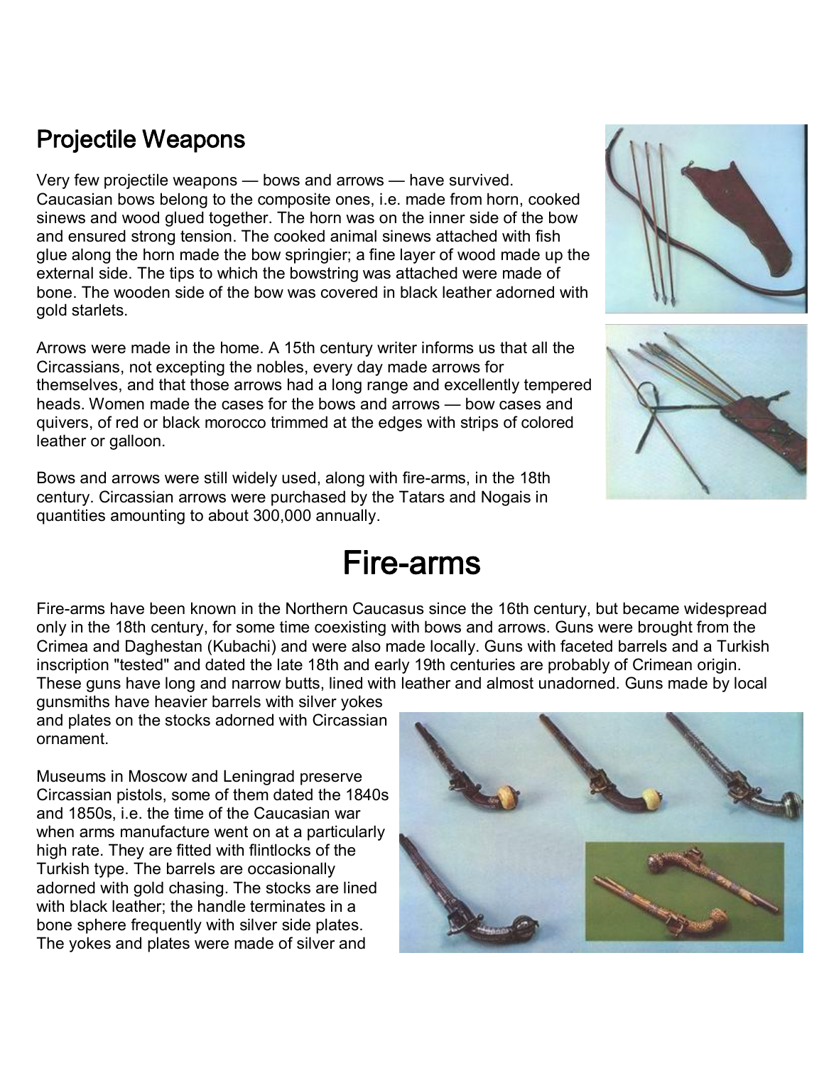## Projectile Weapons

Very few projectile weapons — bows and arrows — have survived. Caucasian bows belong to the composite ones, i.e. made from horn, cooked sinews and wood glued together. The horn was on the inner side of the bow and ensured strong tension. The cooked animal sinews attached with fish glue along the horn made the bow springier; a fine layer of wood made up the external side. The tips to which the bowstring was attached were made of bone. The wooden side of the bow was covered in black leather adorned with gold starlets.

Arrows were made in the home. A 15th century writer informs us that all the Circassians, not excepting the nobles, every day made arrows for themselves, and that those arrows had a long range and excellently tempered heads. Women made the cases for the bows and arrows — bow cases and quivers, of red or black morocco trimmed at the edges with strips of colored leather or galloon.

Bows and arrows were still widely used, along with fire-arms, in the 18th century. Circassian arrows were purchased by the Tatars and Nogais in quantities amounting to about 300,000 annually.

# Fire-arms

Fire-arms have been known in the Northern Caucasus since the 16th century, but became widespread only in the 18th century, for some time coexisting with bows and arrows. Guns were brought from the Crimea and Daghestan (Kubachi) and were also made locally. Guns with faceted barrels and a Turkish inscription "tested" and dated the late 18th and early 19th centuries are probably of Crimean origin. These guns have long and narrow butts, lined with leather and almost unadorned. Guns made by local gunsmiths have heavier barrels with silver yokes and plates on the stocks adorned with Circassian ornament.

Museums in Moscow and Leningrad preserve Circassian pistols, some of them dated the 1840s and 1850s, i.e. the time of the Caucasian war when arms manufacture went on at a particularly high rate. They are fitted with flintlocks of the Turkish type. The barrels are occasionally adorned with gold chasing. The stocks are lined with black leather; the handle terminates in a bone sphere frequently with silver side plates. The yokes and plates were made of silver and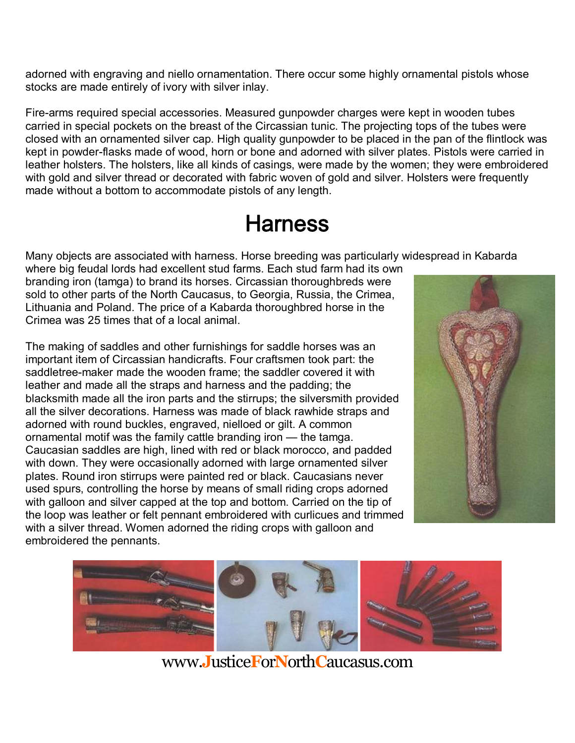adorned with engraving and niello ornamentation. There occur some highly ornamental pistols whose stocks are made entirely of ivory with silver inlay.

Fire-arms required special accessories. Measured gunpowder charges were kept in wooden tubes carried in special pockets on the breast of the Circassian tunic. The projecting tops of the tubes were closed with an ornamented silver cap. High quality gunpowder to be placed in the pan of the flintlock was kept in powder-flasks made of wood, horn or bone and adorned with silver plates. Pistols were carried in leather holsters. The holsters, like all kinds of casings, were made by the women; they were embroidered with gold and silver thread or decorated with fabric woven of gold and silver. Holsters were frequently made without a bottom to accommodate pistols of any length.

# Harness

Many objects are associated with harness. Horse breeding was particularly widespread in Kabarda where big feudal lords had excellent stud farms. Each stud farm had its own branding iron (tamga) to brand its horses. Circassian thoroughbreds were sold to other parts of the North Caucasus, to Georgia, Russia, the Crimea, Lithuania and Poland. The price of a Kabarda thoroughbred horse in the Crimea was 25 times that of a local animal.

The making of saddles and other furnishings for saddle horses was an important item of Circassian handicrafts. Four craftsmen took part: the saddletree-maker made the wooden frame; the saddler covered it with leather and made all the straps and harness and the padding; the blacksmith made all the iron parts and the stirrups; the silversmith provided all the silver decorations. Harness was made of black rawhide straps and adorned with round buckles, engraved, nielloed or gilt. A common ornamental motif was the family cattle branding iron — the tamga. Caucasian saddles are high, lined with red or black morocco, and padded with down. They were occasionally adorned with large ornamented silver plates. Round iron stirrups were painted red or black. Caucasians never used spurs, controlling the horse by means of small riding crops adorned with galloon and silver capped at the top and bottom. Carried on the tip of the loop was leather or felt pennant embroidered with curlicues and trimmed with a silver thread. Women adorned the riding crops with galloon and embroidered the pennants.

www.JusticeForNorthCaucasus.com